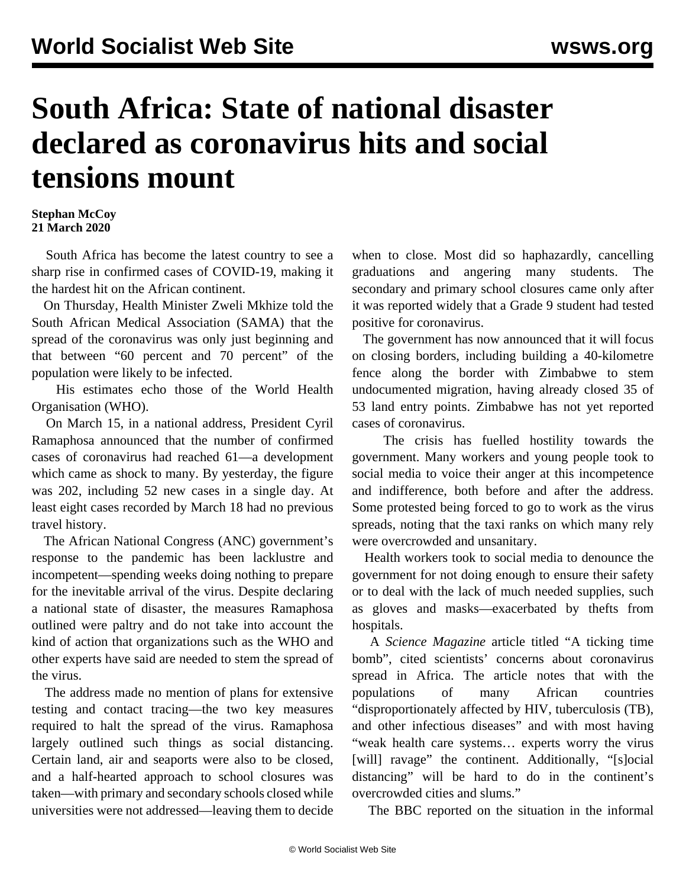# South Africa: State of national disaster declared as coronavirus hits and social tensions mount

**Stephan McCoy**
**21 March 2020**

South Africa has become the latest country to see a sharp rise in confirmed cases of COVID-19, making it the hardest hit on the African continent.

On Thursday, Health Minister Zweli Mkhize told the South African Medical Association (SAMA) that the spread of the coronavirus was only just beginning and that between "60 percent and 70 percent" of the population were likely to be infected.

His estimates echo those of the World Health Organisation (WHO).

On March 15, in a national address, President Cyril Ramaphosa announced that the number of confirmed cases of coronavirus had reached 61—a development which came as shock to many. By yesterday, the figure was 202, including 52 new cases in a single day. At least eight cases recorded by March 18 had no previous travel history.

The African National Congress (ANC) government's response to the pandemic has been lacklustre and incompetent—spending weeks doing nothing to prepare for the inevitable arrival of the virus. Despite declaring a national state of disaster, the measures Ramaphosa outlined were paltry and do not take into account the kind of action that organizations such as the WHO and other experts have said are needed to stem the spread of the virus.

The address made no mention of plans for extensive testing and contact tracing—the two key measures required to halt the spread of the virus. Ramaphosa largely outlined such things as social distancing. Certain land, air and seaports were also to be closed, and a half-hearted approach to school closures was taken—with primary and secondary schools closed while universities were not addressed—leaving them to decide when to close. Most did so haphazardly, cancelling graduations and angering many students. The secondary and primary school closures came only after it was reported widely that a Grade 9 student had tested positive for coronavirus.

The government has now announced that it will focus on closing borders, including building a 40-kilometre fence along the border with Zimbabwe to stem undocumented migration, having already closed 35 of 53 land entry points. Zimbabwe has not yet reported cases of coronavirus.

The crisis has fuelled hostility towards the government. Many workers and young people took to social media to voice their anger at this incompetence and indifference, both before and after the address. Some protested being forced to go to work as the virus spreads, noting that the taxi ranks on which many rely were overcrowded and unsanitary.

Health workers took to social media to denounce the government for not doing enough to ensure their safety or to deal with the lack of much needed supplies, such as gloves and masks—exacerbated by thefts from hospitals.

A *Science Magazine* article titled "A ticking time bomb", cited scientists' concerns about coronavirus spread in Africa. The article notes that with the populations of many African countries "disproportionately affected by HIV, tuberculosis (TB), and other infectious diseases" and with most having "weak health care systems… experts worry the virus [will] ravage" the continent. Additionally, "[s]ocial distancing" will be hard to do in the continent's overcrowded cities and slums."

The BBC reported on the situation in the informal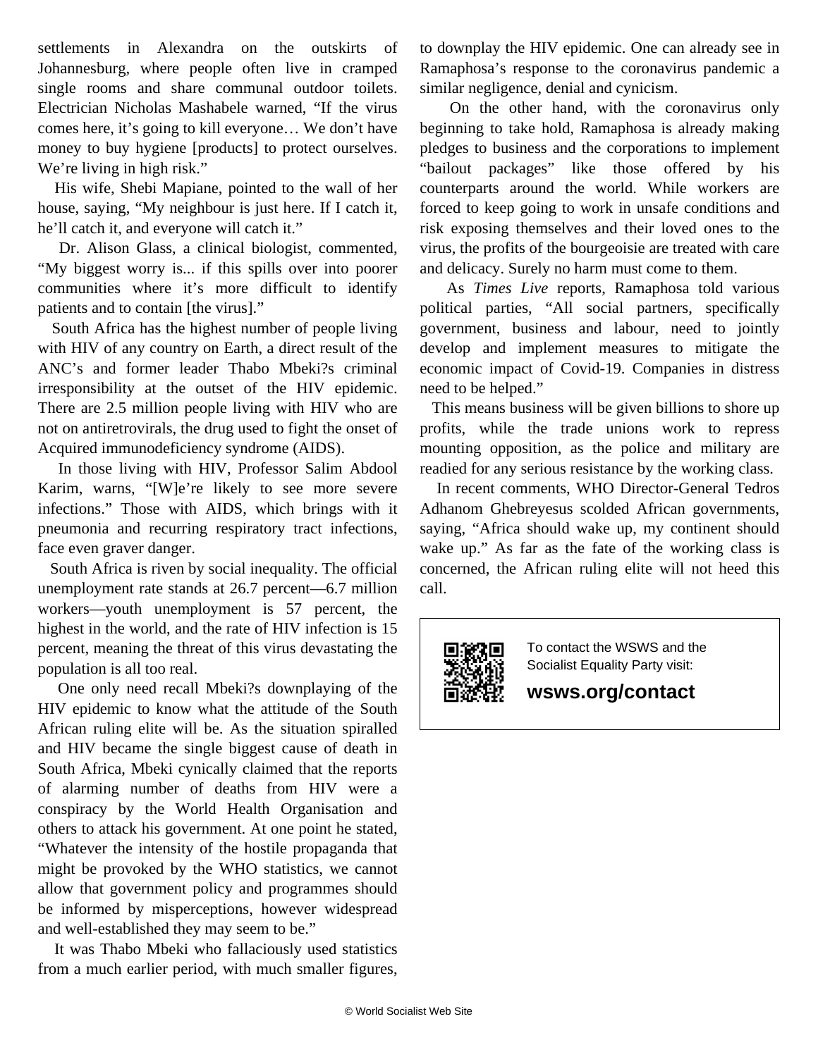settlements in Alexandra on the outskirts of Johannesburg, where people often live in cramped single rooms and share communal outdoor toilets. Electrician Nicholas Mashabele warned, “If the virus comes here, it’s going to kill everyone… We don’t have money to buy hygiene [products] to protect ourselves. We’re living in high risk.”

His wife, Shebi Mapiane, pointed to the wall of her house, saying, “My neighbour is just here. If I catch it, he’ll catch it, and everyone will catch it.”

Dr. Alison Glass, a clinical biologist, commented, “My biggest worry is... if this spills over into poorer communities where it’s more difficult to identify patients and to contain [the virus].”

South Africa has the highest number of people living with HIV of any country on Earth, a direct result of the ANC’s and former leader Thabo Mbeki?s criminal irresponsibility at the outset of the HIV epidemic. There are 2.5 million people living with HIV who are not on antiretrovirals, the drug used to fight the onset of Acquired immunodeficiency syndrome (AIDS).

In those living with HIV, Professor Salim Abdool Karim, warns, “[W]e’re likely to see more severe infections.” Those with AIDS, which brings with it pneumonia and recurring respiratory tract infections, face even graver danger.

South Africa is riven by social inequality. The official unemployment rate stands at 26.7 percent—6.7 million workers—youth unemployment is 57 percent, the highest in the world, and the rate of HIV infection is 15 percent, meaning the threat of this virus devastating the population is all too real.

One only need recall Mbeki?s downplaying of the HIV epidemic to know what the attitude of the South African ruling elite will be. As the situation spiralled and HIV became the single biggest cause of death in South Africa, Mbeki cynically claimed that the reports of alarming number of deaths from HIV were a conspiracy by the World Health Organisation and others to attack his government. At one point he stated, “Whatever the intensity of the hostile propaganda that might be provoked by the WHO statistics, we cannot allow that government policy and programmes should be informed by misperceptions, however widespread and well-established they may seem to be.”

It was Thabo Mbeki who fallaciously used statistics from a much earlier period, with much smaller figures, to downplay the HIV epidemic. One can already see in Ramaphosa’s response to the coronavirus pandemic a similar negligence, denial and cynicism.

On the other hand, with the coronavirus only beginning to take hold, Ramaphosa is already making pledges to business and the corporations to implement “bailout packages” like those offered by his counterparts around the world. While workers are forced to keep going to work in unsafe conditions and risk exposing themselves and their loved ones to the virus, the profits of the bourgeoisie are treated with care and delicacy. Surely no harm must come to them.

As *Times Live* reports, Ramaphosa told various political parties, “All social partners, specifically government, business and labour, need to jointly develop and implement measures to mitigate the economic impact of Covid-19. Companies in distress need to be helped.”

This means business will be given billions to shore up profits, while the trade unions work to repress mounting opposition, as the police and military are readied for any serious resistance by the working class.

In recent comments, WHO Director-General Tedros Adhanom Ghebreyesus scolded African governments, saying, “Africa should wake up, my continent should wake up.” As far as the fate of the working class is concerned, the African ruling elite will not heed this call.

To contact the WSWS and the Socialist Equality Party visit:

**wsws.org/contact**